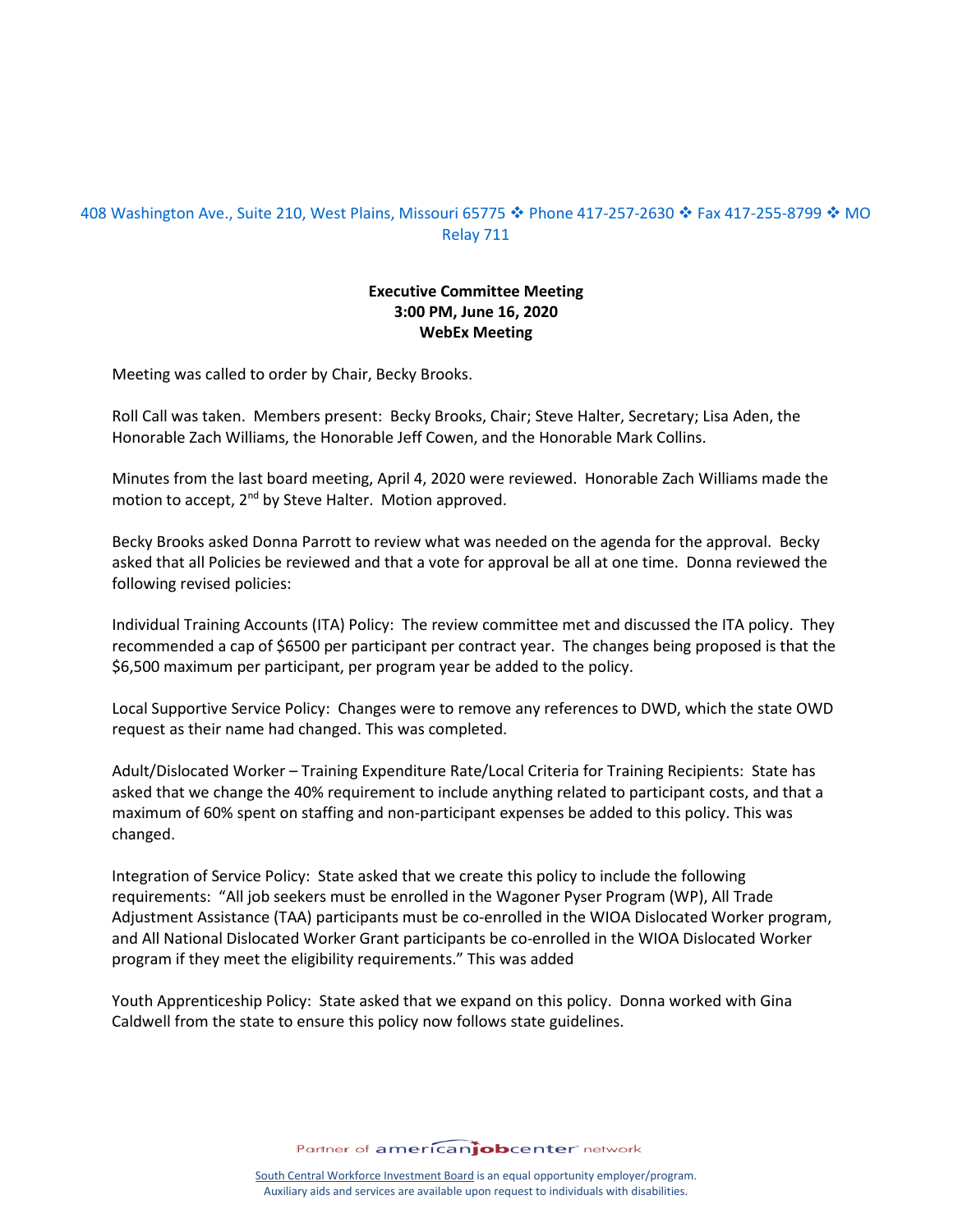408 Washington Ave., Suite 210, West Plains, Missouri 65775 ❖ Phone 417-257-2630 ❖ Fax 417-255-8799 ❖ MO Relay 711

**Executive Committee Meeting**
**3:00 PM, June 16, 2020**
**WebEx Meeting**

Meeting was called to order by Chair, Becky Brooks.

Roll Call was taken. Members present: Becky Brooks, Chair; Steve Halter, Secretary; Lisa Aden, the Honorable Zach Williams, the Honorable Jeff Cowen, and the Honorable Mark Collins.

Minutes from the last board meeting, April 4, 2020 were reviewed. Honorable Zach Williams made the motion to accept, 2nd by Steve Halter. Motion approved.

Becky Brooks asked Donna Parrott to review what was needed on the agenda for the approval. Becky asked that all Policies be reviewed and that a vote for approval be all at one time. Donna reviewed the following revised policies:

Individual Training Accounts (ITA) Policy: The review committee met and discussed the ITA policy. They recommended a cap of $6500 per participant per contract year. The changes being proposed is that the $6,500 maximum per participant, per program year be added to the policy.

Local Supportive Service Policy: Changes were to remove any references to DWD, which the state OWD request as their name had changed. This was completed.

Adult/Dislocated Worker – Training Expenditure Rate/Local Criteria for Training Recipients: State has asked that we change the 40% requirement to include anything related to participant costs, and that a maximum of 60% spent on staffing and non-participant expenses be added to this policy. This was changed.

Integration of Service Policy: State asked that we create this policy to include the following requirements: "All job seekers must be enrolled in the Wagoner Pyser Program (WP), All Trade Adjustment Assistance (TAA) participants must be co-enrolled in the WIOA Dislocated Worker program, and All National Dislocated Worker Grant participants be co-enrolled in the WIOA Dislocated Worker program if they meet the eligibility requirements." This was added

Youth Apprenticeship Policy: State asked that we expand on this policy. Donna worked with Gina Caldwell from the state to ensure this policy now follows state guidelines.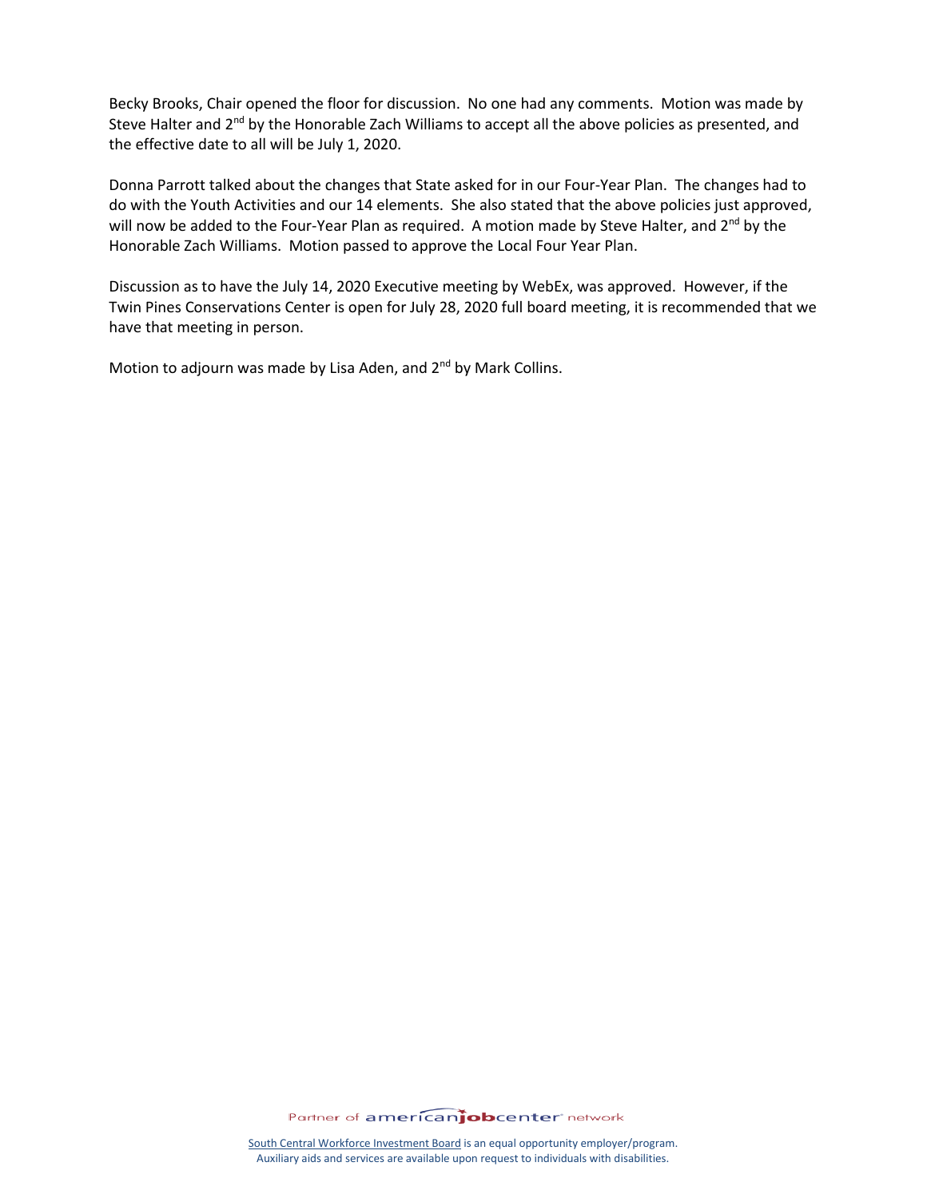Becky Brooks, Chair opened the floor for discussion. No one had any comments. Motion was made by Steve Halter and 2nd by the Honorable Zach Williams to accept all the above policies as presented, and the effective date to all will be July 1, 2020.

Donna Parrott talked about the changes that State asked for in our Four-Year Plan. The changes had to do with the Youth Activities and our 14 elements. She also stated that the above policies just approved, will now be added to the Four-Year Plan as required. A motion made by Steve Halter, and 2nd by the Honorable Zach Williams. Motion passed to approve the Local Four Year Plan.

Discussion as to have the July 14, 2020 Executive meeting by WebEx, was approved. However, if the Twin Pines Conservations Center is open for July 28, 2020 full board meeting, it is recommended that we have that meeting in person.

Motion to adjourn was made by Lisa Aden, and 2nd by Mark Collins.

Partner of americanjobcenter network

South Central Workforce Investment Board is an equal opportunity employer/program.
Auxiliary aids and services are available upon request to individuals with disabilities.